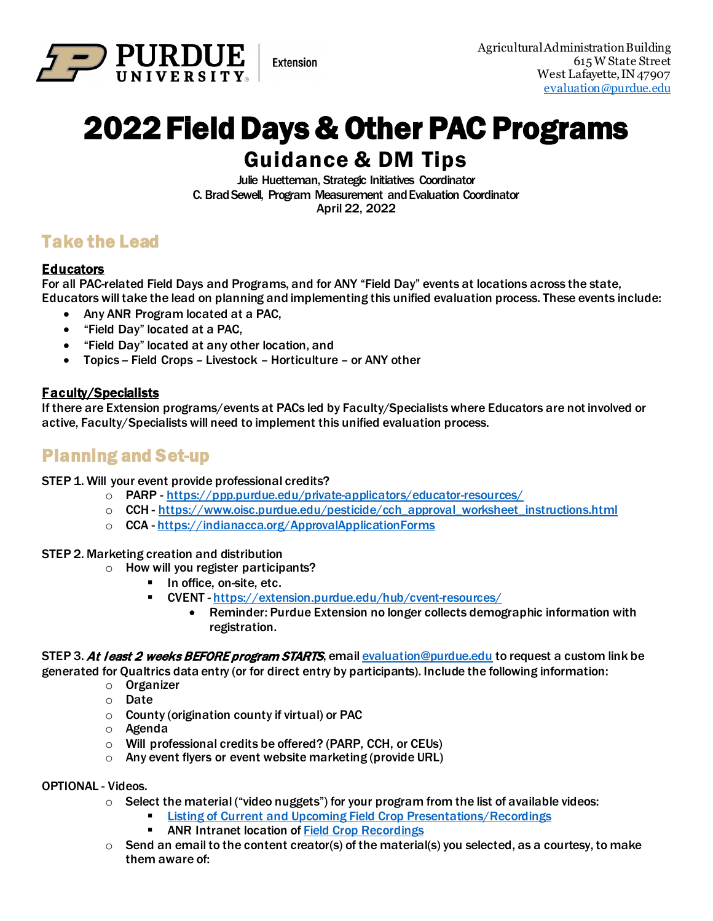Agricultural Administration Building
615 W State Street
West Lafayette, IN 47907
evaluation@purdue.edu

# 2022 Field Days & Other PAC Programs

## Guidance & DM Tips

Julie Huetteman, Strategic Initiatives Coordinator
C. Brad Sewell, Program Measurement and Evaluation Coordinator
April 22, 2022

## Take the Lead

**Educators**

For all PAC-related Field Days and Programs, and for ANY "Field Day" events at locations across the state, Educators will take the lead on planning and implementing this unified evaluation process. These events include:

- Any ANR Program located at a PAC,
- "Field Day" located at a PAC,
- "Field Day" located at any other location, and
- Topics – Field Crops – Livestock – Horticulture – or ANY other

**Faculty/Specialists**

If there are Extension programs/events at PACs led by Faculty/Specialists where Educators are not involved or active, Faculty/Specialists will need to implement this unified evaluation process.

## Planning and Set-up

STEP 1. Will your event provide professional credits?

- PARP - https://ppp.purdue.edu/private-applicators/educator-resources/
- CCH - https://www.oisc.purdue.edu/pesticide/cch_approval_worksheet_instructions.html
- CCA - https://indianacca.org/ApprovalApplicationForms

STEP 2. Marketing creation and distribution

- How will you register participants?
  - In office, on-site, etc.
  - CVENT - https://extension.purdue.edu/hub/cvent-resources/
    - Reminder: Purdue Extension no longer collects demographic information with registration.

STEP 3. ***At least 2 weeks BEFORE program STARTS***, email evaluation@purdue.edu to request a custom link be generated for Qualtrics data entry (or for direct entry by participants). Include the following information:

- Organizer
- Date
- County (origination county if virtual) or PAC
- Agenda
- Will professional credits be offered? (PARP, CCH, or CEUs)
- Any event flyers or event website marketing (provide URL)

OPTIONAL - Videos.

- Select the material ("video nuggets") for your program from the list of available videos:
  - Listing of Current and Upcoming Field Crop Presentations/Recordings
  - ANR Intranet location of Field Crop Recordings
- Send an email to the content creator(s) of the material(s) you selected, as a courtesy, to make them aware of: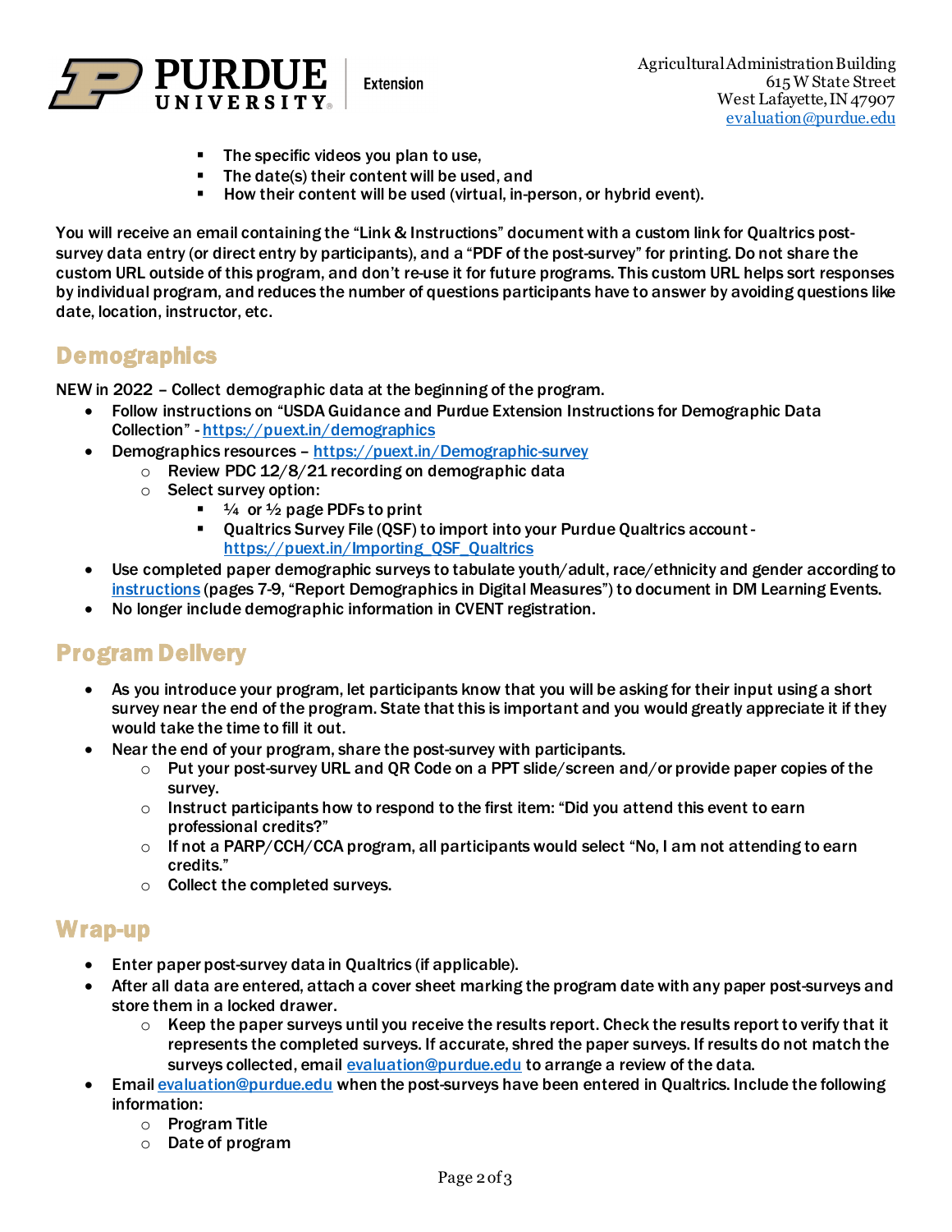- The specific videos you plan to use,
- The date(s) their content will be used, and
- How their content will be used (virtual, in-person, or hybrid event).

You will receive an email containing the "Link & Instructions" document with a custom link for Qualtrics post-survey data entry (or direct entry by participants), and a "PDF of the post-survey" for printing. Do not share the custom URL outside of this program, and don't re-use it for future programs. This custom URL helps sort responses by individual program, and reduces the number of questions participants have to answer by avoiding questions like date, location, instructor, etc.

## Demographics

NEW in 2022 – Collect demographic data at the beginning of the program.

- Follow instructions on "USDA Guidance and Purdue Extension Instructions for Demographic Data Collection" - https://puext.in/demographics
- Demographics resources – https://puext.in/Demographic-survey
  - Review PDC 12/8/21 recording on demographic data
  - Select survey option:
    - ¼ or ½ page PDFs to print
    - Qualtrics Survey File (QSF) to import into your Purdue Qualtrics account - https://puext.in/Importing_QSF_Qualtrics
- Use completed paper demographic surveys to tabulate youth/adult, race/ethnicity and gender according to instructions (pages 7-9, "Report Demographics in Digital Measures") to document in DM Learning Events.
- No longer include demographic information in CVENT registration.

## Program Delivery

- As you introduce your program, let participants know that you will be asking for their input using a short survey near the end of the program. State that this is important and you would greatly appreciate it if they would take the time to fill it out.
- Near the end of your program, share the post-survey with participants.
  - Put your post-survey URL and QR Code on a PPT slide/screen and/or provide paper copies of the survey.
  - Instruct participants how to respond to the first item: "Did you attend this event to earn professional credits?"
  - If not a PARP/CCH/CCA program, all participants would select "No, I am not attending to earn credits."
  - Collect the completed surveys.

## Wrap-up

- Enter paper post-survey data in Qualtrics (if applicable).
- After all data are entered, attach a cover sheet marking the program date with any paper post-surveys and store them in a locked drawer.
  - Keep the paper surveys until you receive the results report. Check the results report to verify that it represents the completed surveys. If accurate, shred the paper surveys. If results do not match the surveys collected, email evaluation@purdue.edu to arrange a review of the data.
- Email evaluation@purdue.edu when the post-surveys have been entered in Qualtrics. Include the following information:
  - Program Title
  - Date of program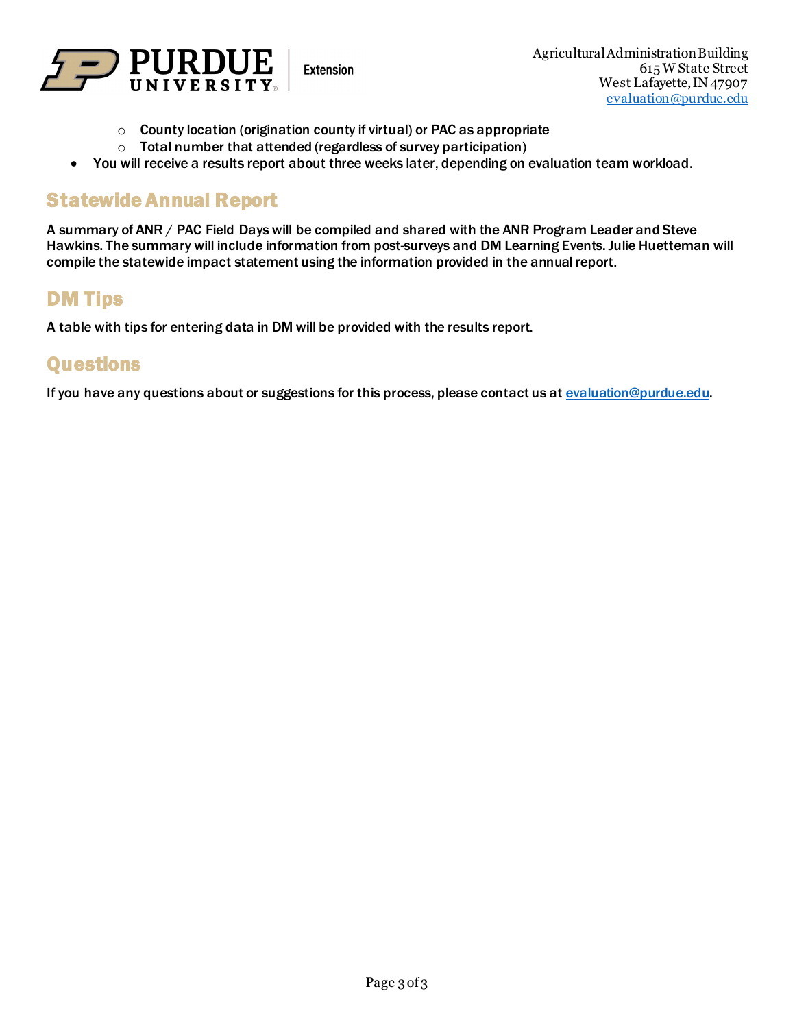- County location (origination county if virtual) or PAC as appropriate
  - Total number that attended (regardless of survey participation)
- You will receive a results report about three weeks later, depending on evaluation team workload.

## Statewide Annual Report

A summary of ANR / PAC Field Days will be compiled and shared with the ANR Program Leader and Steve Hawkins. The summary will include information from post-surveys and DM Learning Events. Julie Huetteman will compile the statewide impact statement using the information provided in the annual report.

## DM Tips

A table with tips for entering data in DM will be provided with the results report.

## Questions

If you have any questions about or suggestions for this process, please contact us at evaluation@purdue.edu.